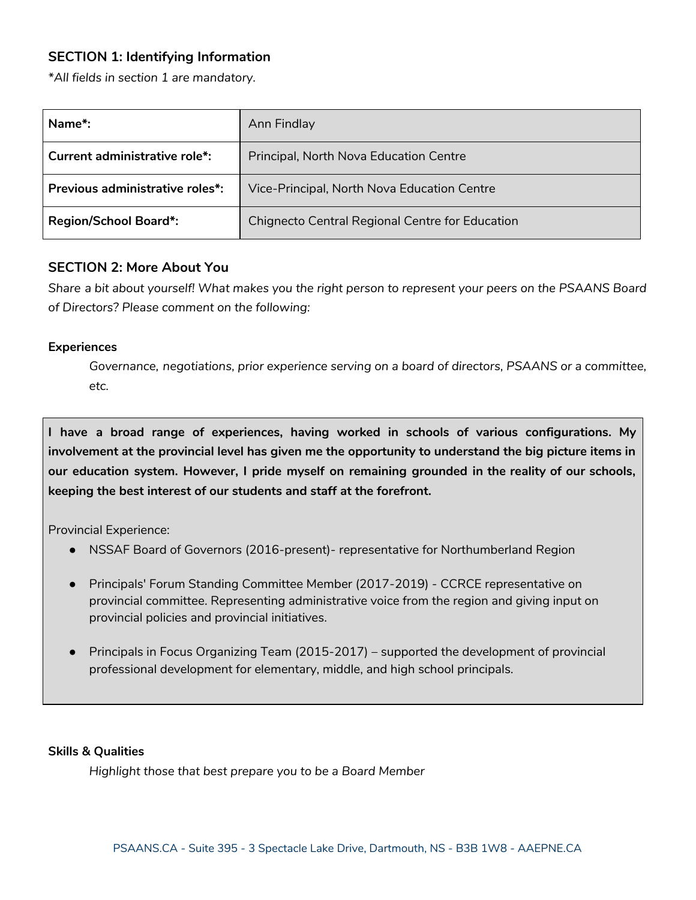## SECTION 1: Identifying Information

*\*All fields in section 1 are mandatory.*

| Name*: | Ann Findlay |
|---|---|
| Current administrative role*: | Principal, North Nova Education Centre |
| Previous administrative roles*: | Vice-Principal, North Nova Education Centre |
| Region/School Board*: | Chignecto Central Regional Centre for Education |

## SECTION 2: More About You

*Share a bit about yourself! What makes you the right person to represent your peers on the PSAANS Board of Directors? Please comment on the following:*

**Experiences**

*Governance, negotiations, prior experience serving on a board of directors, PSAANS or a committee, etc.*

**I have a broad range of experiences, having worked in schools of various configurations. My involvement at the provincial level has given me the opportunity to understand the big picture items in our education system. However, I pride myself on remaining grounded in the reality of our schools, keeping the best interest of our students and staff at the forefront.**

Provincial Experience:

- NSSAF Board of Governors (2016-present)- representative for Northumberland Region
- Principals' Forum Standing Committee Member (2017-2019) - CCRCE representative on provincial committee. Representing administrative voice from the region and giving input on provincial policies and provincial initiatives.
- Principals in Focus Organizing Team (2015-2017) – supported the development of provincial professional development for elementary, middle, and high school principals.

**Skills & Qualities**

*Highlight those that best prepare you to be a Board Member*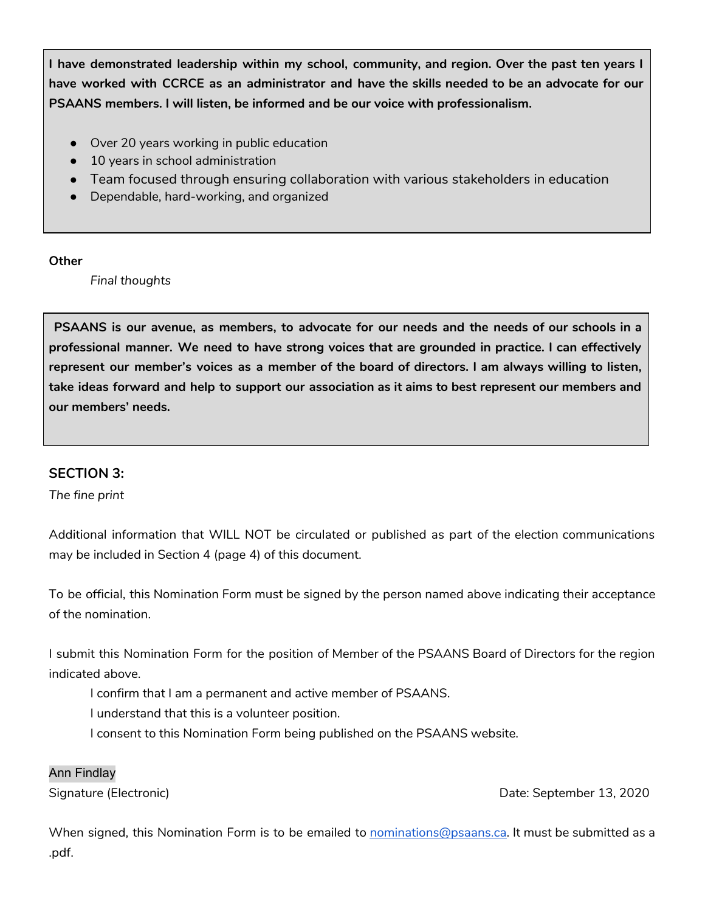**I have demonstrated leadership within my school, community, and region. Over the past ten years I have worked with CCRCE as an administrator and have the skills needed to be an advocate for our PSAANS members. I will listen, be informed and be our voice with professionalism.**

- Over 20 years working in public education
- 10 years in school administration
- Team focused through ensuring collaboration with various stakeholders in education
- Dependable, hard-working, and organized

**Other**

*Final thoughts*

**PSAANS is our avenue, as members, to advocate for our needs and the needs of our schools in a professional manner. We need to have strong voices that are grounded in practice. I can effectively represent our member's voices as a member of the board of directors. I am always willing to listen, take ideas forward and help to support our association as it aims to best represent our members and our members' needs.**

**SECTION 3:**

*The fine print*

Additional information that WILL NOT be circulated or published as part of the election communications may be included in Section 4 (page 4) of this document.

To be official, this Nomination Form must be signed by the person named above indicating their acceptance of the nomination.

I submit this Nomination Form for the position of Member of the PSAANS Board of Directors for the region indicated above.

I confirm that I am a permanent and active member of PSAANS.

I understand that this is a volunteer position.

I consent to this Nomination Form being published on the PSAANS website.

Ann Findlay

Signature (Electronic) Date: September 13, 2020

When signed, this Nomination Form is to be emailed to nominations@psaans.ca. It must be submitted as a .pdf.